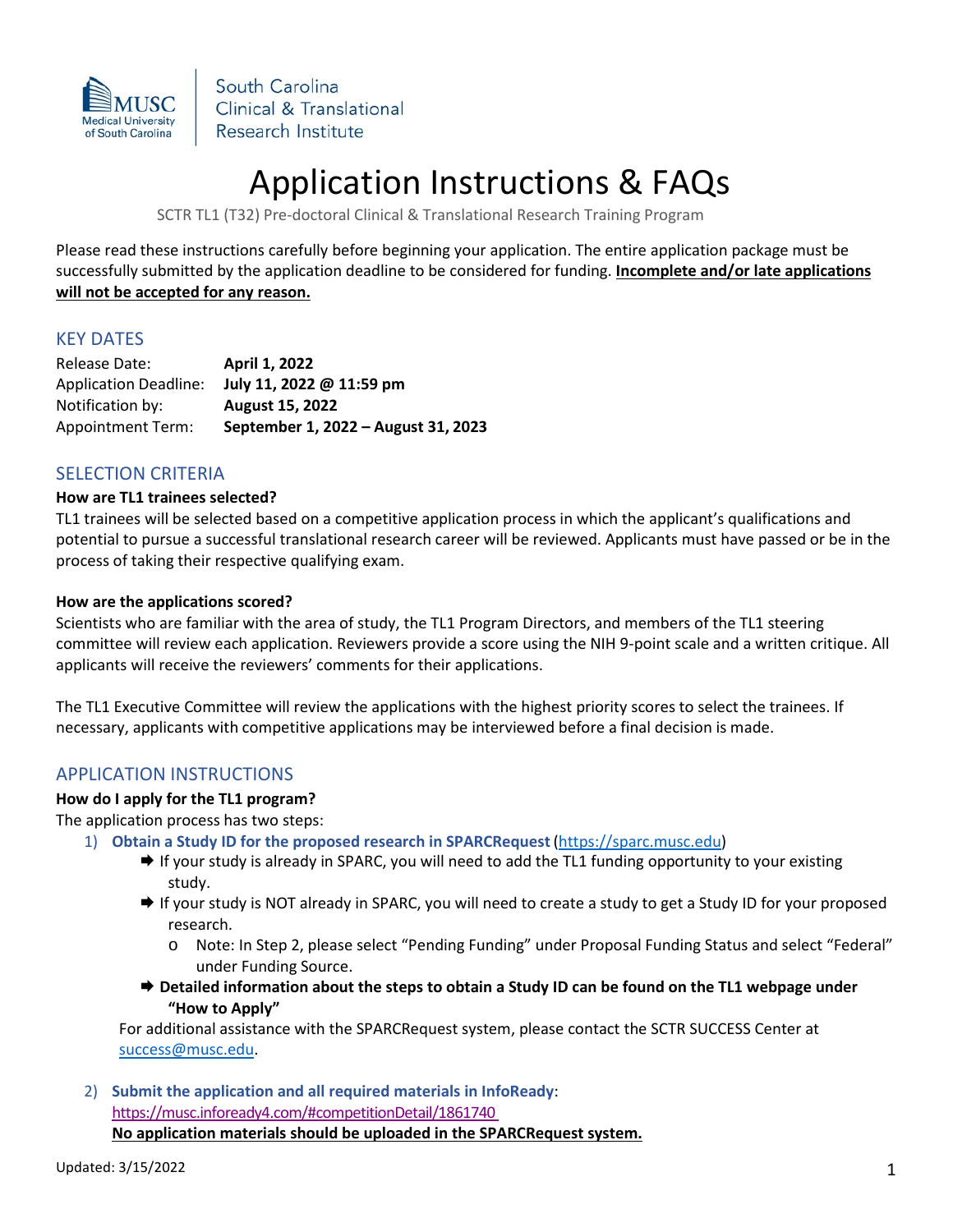South Carolina Clinical & Translational Research Institute

# Application Instructions & FAQs

SCTR TL1 (T32) Pre-doctoral Clinical & Translational Research Training Program

Please read these instructions carefully before beginning your application. The entire application package must be successfully submitted by the application deadline to be considered for funding. **Incomplete and/or late applications will not be accepted for any reason.**

## KEY DATES

| | |
|---|---|
| Release Date: | **April 1, 2022** |
| Application Deadline: | **July 11, 2022 @ 11:59 pm** |
| Notification by: | **August 15, 2022** |
| Appointment Term: | **September 1, 2022 – August 31, 2023** |

## SELECTION CRITERIA

**How are TL1 trainees selected?**

TL1 trainees will be selected based on a competitive application process in which the applicant's qualifications and potential to pursue a successful translational research career will be reviewed. Applicants must have passed or be in the process of taking their respective qualifying exam.

**How are the applications scored?**

Scientists who are familiar with the area of study, the TL1 Program Directors, and members of the TL1 steering committee will review each application. Reviewers provide a score using the NIH 9-point scale and a written critique. All applicants will receive the reviewers' comments for their applications.

The TL1 Executive Committee will review the applications with the highest priority scores to select the trainees. If necessary, applicants with competitive applications may be interviewed before a final decision is made.

## APPLICATION INSTRUCTIONS

**How do I apply for the TL1 program?**

The application process has two steps:

1) **Obtain a Study ID for the proposed research in SPARCRequest** (https://sparc.musc.edu)
   - ➡ If your study is already in SPARC, you will need to add the TL1 funding opportunity to your existing study.
   - ➡ If your study is NOT already in SPARC, you will need to create a study to get a Study ID for your proposed research.
     - Note: In Step 2, please select "Pending Funding" under Proposal Funding Status and select "Federal" under Funding Source.
   - ➡ **Detailed information about the steps to obtain a Study ID can be found on the TL1 webpage under "How to Apply"**

   For additional assistance with the SPARCRequest system, please contact the SCTR SUCCESS Center at success@musc.edu.

2) **Submit the application and all required materials in InfoReady**:
   https://musc.infoready4.com/#competitionDetail/1861740
   **No application materials should be uploaded in the SPARCRequest system.**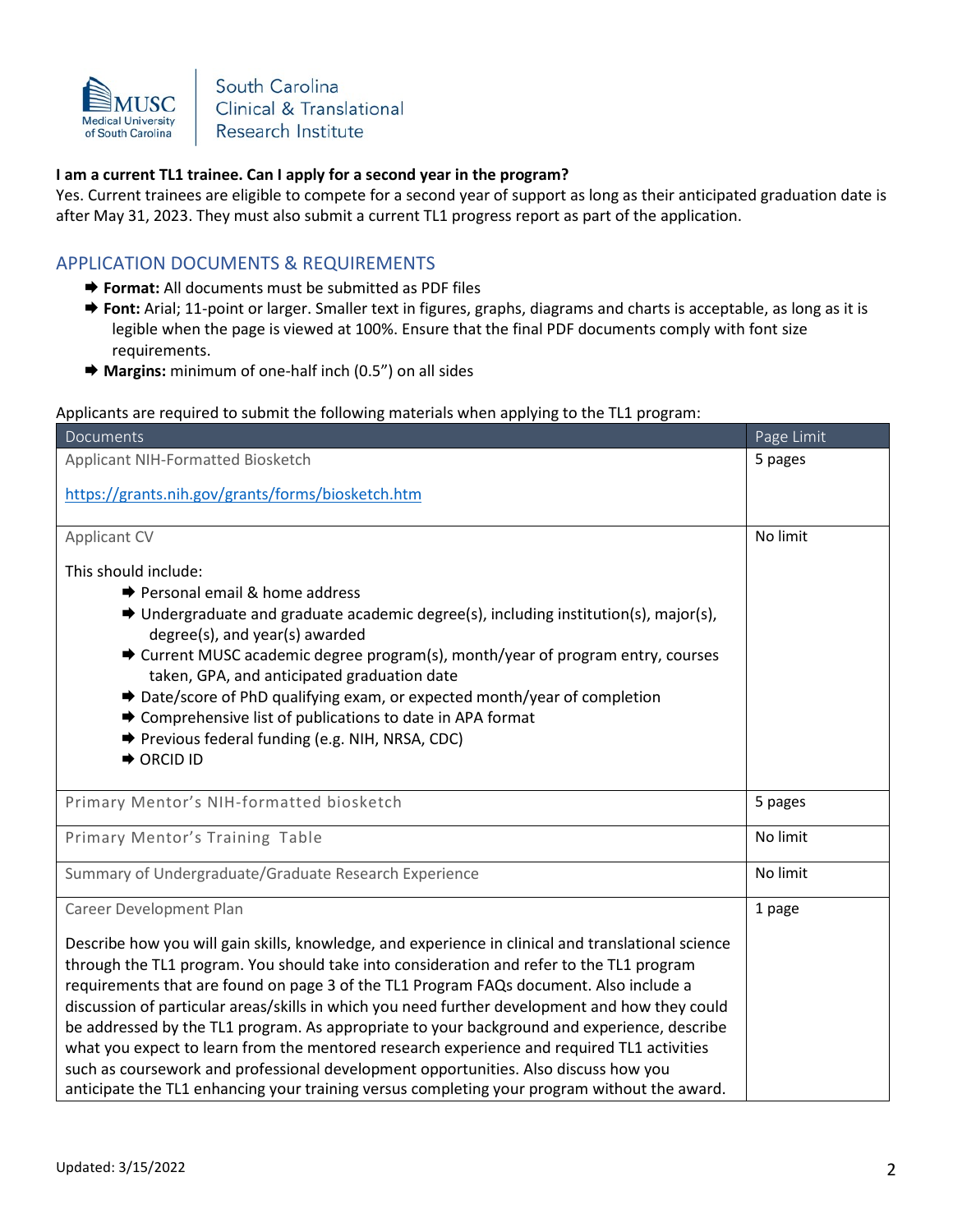**I am a current TL1 trainee. Can I apply for a second year in the program?**

Yes. Current trainees are eligible to compete for a second year of support as long as their anticipated graduation date is after May 31, 2023. They must also submit a current TL1 progress report as part of the application.

## APPLICATION DOCUMENTS & REQUIREMENTS

- **Format:** All documents must be submitted as PDF files
- **Font:** Arial; 11-point or larger. Smaller text in figures, graphs, diagrams and charts is acceptable, as long as it is legible when the page is viewed at 100%. Ensure that the final PDF documents comply with font size requirements.
- **Margins:** minimum of one-half inch (0.5") on all sides

Applicants are required to submit the following materials when applying to the TL1 program:

| Documents | Page Limit |
|---|---|
| Applicant NIH-Formatted Biosketch<br><br>https://grants.nih.gov/grants/forms/biosketch.htm | 5 pages |
| Applicant CV<br><br>This should include:<br>- Personal email & home address<br>- Undergraduate and graduate academic degree(s), including institution(s), major(s), degree(s), and year(s) awarded<br>- Current MUSC academic degree program(s), month/year of program entry, courses taken, GPA, and anticipated graduation date<br>- Date/score of PhD qualifying exam, or expected month/year of completion<br>- Comprehensive list of publications to date in APA format<br>- Previous federal funding (e.g. NIH, NRSA, CDC)<br>- ORCID ID | No limit |
| Primary Mentor's NIH-formatted biosketch | 5 pages |
| Primary Mentor's Training Table | No limit |
| Summary of Undergraduate/Graduate Research Experience | No limit |
| Career Development Plan<br><br>Describe how you will gain skills, knowledge, and experience in clinical and translational science through the TL1 program. You should take into consideration and refer to the TL1 program requirements that are found on page 3 of the TL1 Program FAQs document. Also include a discussion of particular areas/skills in which you need further development and how they could be addressed by the TL1 program. As appropriate to your background and experience, describe what you expect to learn from the mentored research experience and required TL1 activities such as coursework and professional development opportunities. Also discuss how you anticipate the TL1 enhancing your training versus completing your program without the award. | 1 page |

Updated: 3/15/2022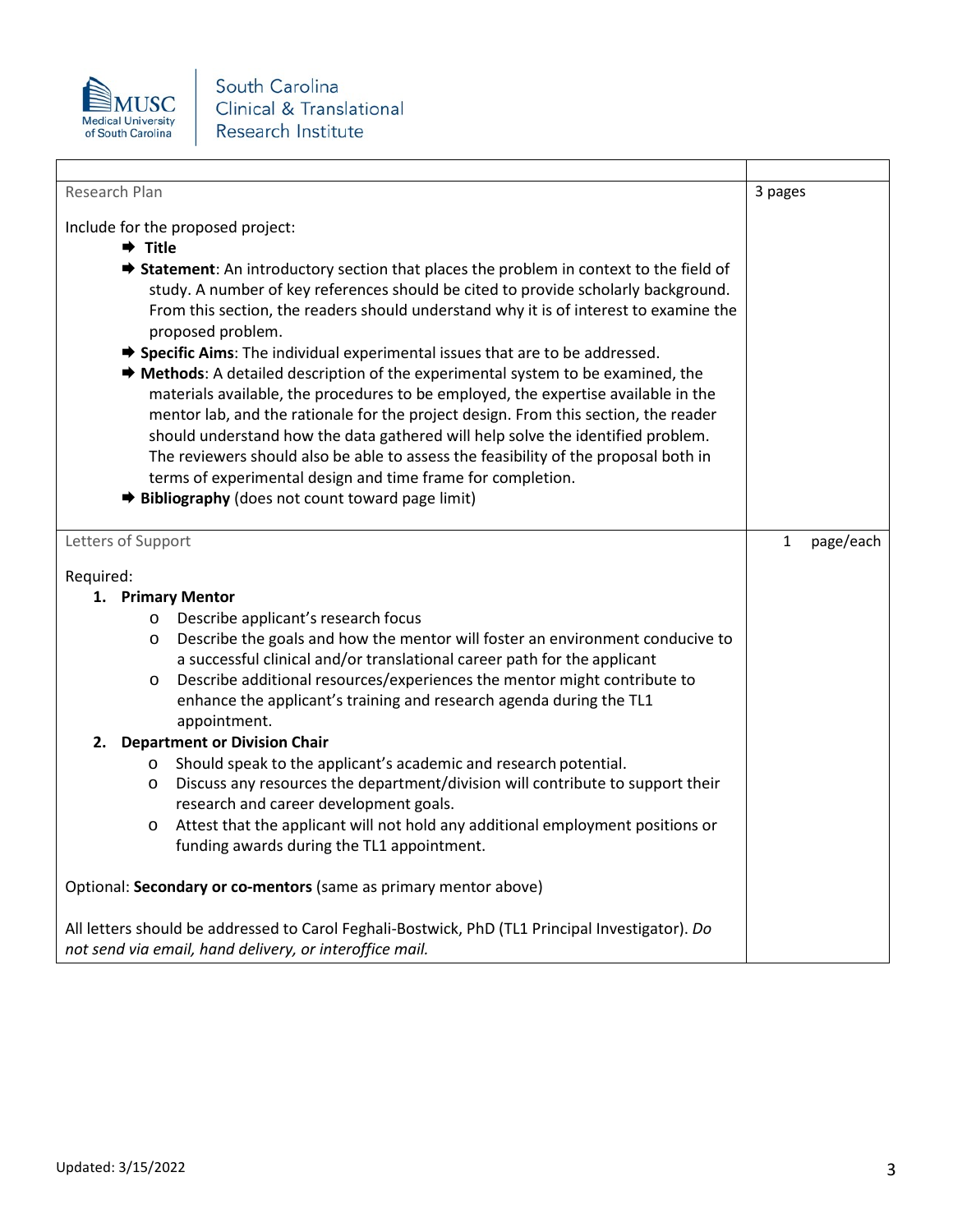| | |
|---|---|
| Research Plan<br><br>Include for the proposed project:<br>➡ **Title**<br>➡ **Statement**: An introductory section that places the problem in context to the field of study. A number of key references should be cited to provide scholarly background. From this section, the readers should understand why it is of interest to examine the proposed problem.<br>➡ **Specific Aims**: The individual experimental issues that are to be addressed.<br>➡ **Methods**: A detailed description of the experimental system to be examined, the materials available, the procedures to be employed, the expertise available in the mentor lab, and the rationale for the project design. From this section, the reader should understand how the data gathered will help solve the identified problem. The reviewers should also be able to assess the feasibility of the proposal both in terms of experimental design and time frame for completion.<br>➡ **Bibliography** (does not count toward page limit) | 3 pages |
| Letters of Support<br><br>Required:<br>1. **Primary Mentor**<br>o Describe applicant's research focus<br>o Describe the goals and how the mentor will foster an environment conducive to a successful clinical and/or translational career path for the applicant<br>o Describe additional resources/experiences the mentor might contribute to enhance the applicant's training and research agenda during the TL1 appointment.<br>2. **Department or Division Chair**<br>o Should speak to the applicant's academic and research potential.<br>o Discuss any resources the department/division will contribute to support their research and career development goals.<br>o Attest that the applicant will not hold any additional employment positions or funding awards during the TL1 appointment.<br><br>Optional: **Secondary or co-mentors** (same as primary mentor above)<br><br>All letters should be addressed to Carol Feghali-Bostwick, PhD (TL1 Principal Investigator). *Do not send via email, hand delivery, or interoffice mail.* | 1 page/each |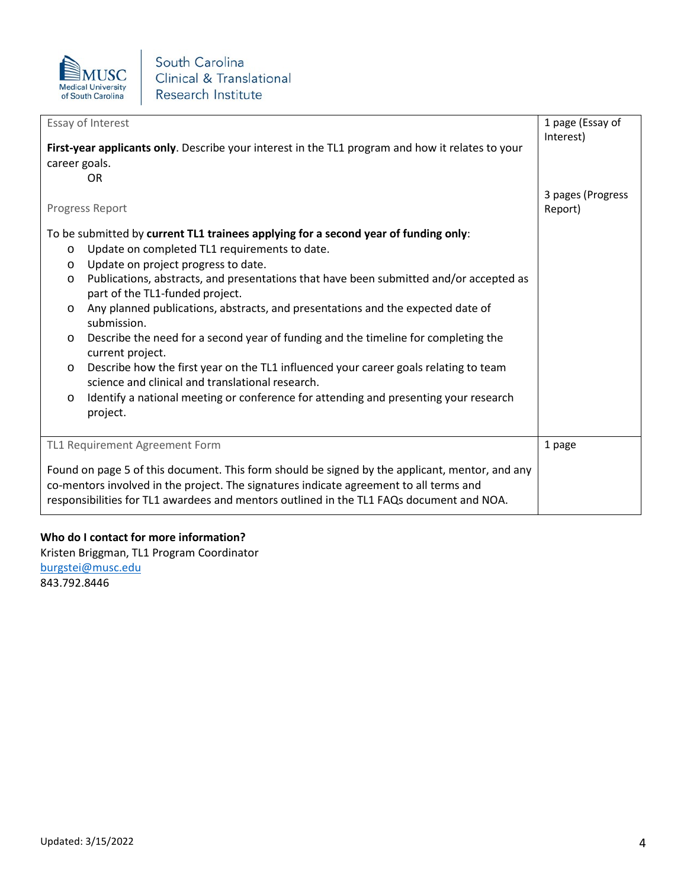| Essay of Interest<br><br>**First-year applicants only**. Describe your interest in the TL1 program and how it relates to your career goals.<br>OR<br><br>Progress Report<br><br>To be submitted by **current TL1 trainees applying for a second year of funding only**:<br>o Update on completed TL1 requirements to date.<br>o Update on project progress to date.<br>o Publications, abstracts, and presentations that have been submitted and/or accepted as part of the TL1-funded project.<br>o Any planned publications, abstracts, and presentations and the expected date of submission.<br>o Describe the need for a second year of funding and the timeline for completing the current project.<br>o Describe how the first year on the TL1 influenced your career goals relating to team science and clinical and translational research.<br>o Identify a national meeting or conference for attending and presenting your research project. | 1 page (Essay of Interest)<br><br>3 pages (Progress Report) |
|---|---|
| TL1 Requirement Agreement Form<br><br>Found on page 5 of this document. This form should be signed by the applicant, mentor, and any co-mentors involved in the project. The signatures indicate agreement to all terms and responsibilities for TL1 awardees and mentors outlined in the TL1 FAQs document and NOA. | 1 page |

**Who do I contact for more information?**
Kristen Briggman, TL1 Program Coordinator
burgstei@musc.edu
843.792.8446

Updated: 3/15/2022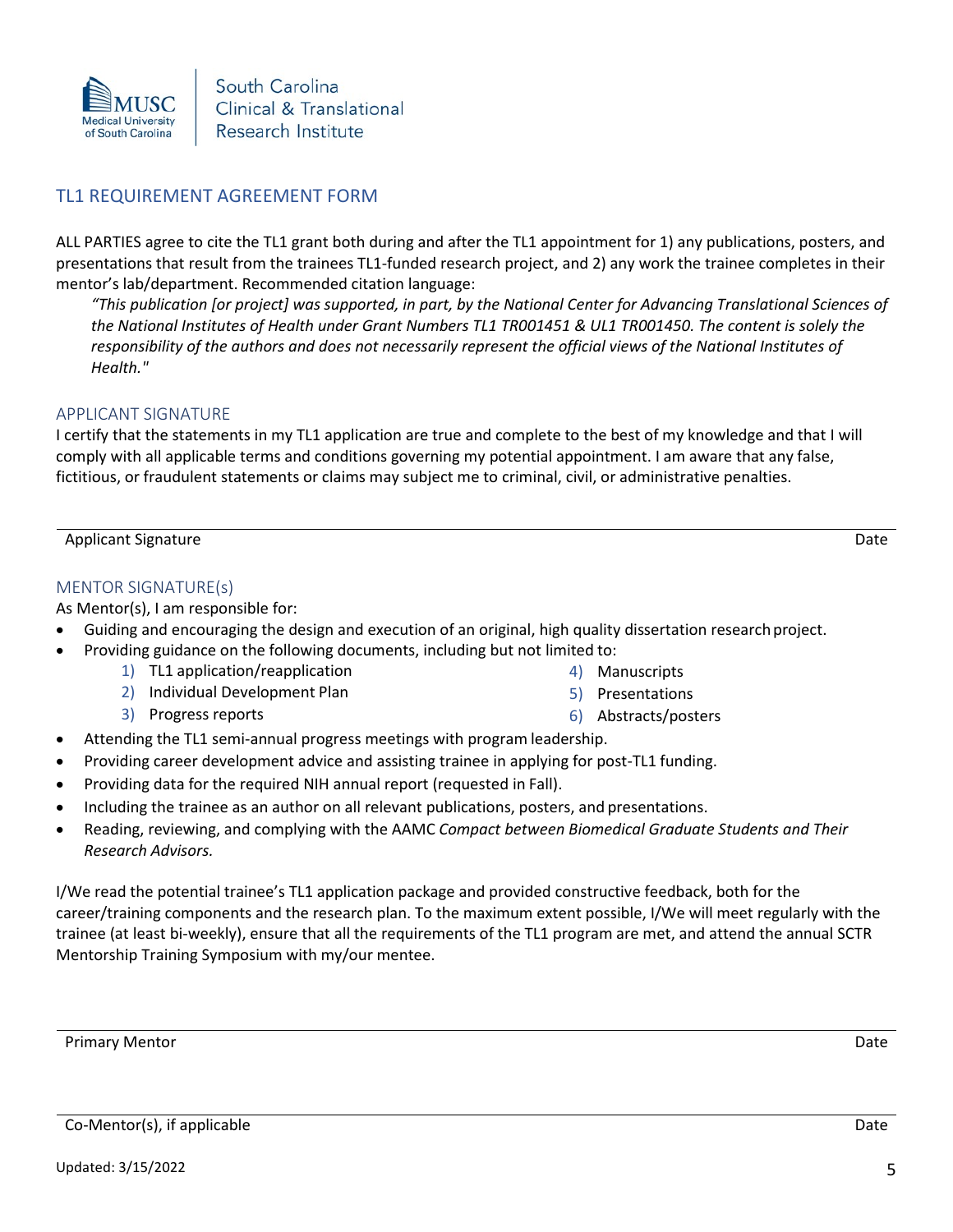MUSC Medical University of South Carolina | South Carolina Clinical & Translational Research Institute

## TL1 REQUIREMENT AGREEMENT FORM

ALL PARTIES agree to cite the TL1 grant both during and after the TL1 appointment for 1) any publications, posters, and presentations that result from the trainees TL1-funded research project, and 2) any work the trainee completes in their mentor's lab/department. Recommended citation language:

> *"This publication [or project] was supported, in part, by the National Center for Advancing Translational Sciences of the National Institutes of Health under Grant Numbers TL1 TR001451 & UL1 TR001450. The content is solely the responsibility of the authors and does not necessarily represent the official views of the National Institutes of Health."*

### APPLICANT SIGNATURE

I certify that the statements in my TL1 application are true and complete to the best of my knowledge and that I will comply with all applicable terms and conditions governing my potential appointment. I am aware that any false, fictitious, or fraudulent statements or claims may subject me to criminal, civil, or administrative penalties.

\_\_\_\_\_\_\_\_\_\_\_\_\_\_\_\_\_\_\_\_\_\_\_\_\_\_\_\_\_\_\_\_\_\_\_\_\_\_\_\_\_\_\_\_

Applicant Signature — Date

### MENTOR SIGNATURE(s)

As Mentor(s), I am responsible for:

- Guiding and encouraging the design and execution of an original, high quality dissertation research project.
- Providing guidance on the following documents, including but not limited to:
  1) TL1 application/reapplication
  2) Individual Development Plan
  3) Progress reports
  4) Manuscripts
  5) Presentations
  6) Abstracts/posters
- Attending the TL1 semi-annual progress meetings with program leadership.
- Providing career development advice and assisting trainee in applying for post-TL1 funding.
- Providing data for the required NIH annual report (requested in Fall).
- Including the trainee as an author on all relevant publications, posters, and presentations.
- Reading, reviewing, and complying with the AAMC *Compact between Biomedical Graduate Students and Their Research Advisors.*

I/We read the potential trainee's TL1 application package and provided constructive feedback, both for the career/training components and the research plan. To the maximum extent possible, I/We will meet regularly with the trainee (at least bi-weekly), ensure that all the requirements of the TL1 program are met, and attend the annual SCTR Mentorship Training Symposium with my/our mentee.

\_\_\_\_\_\_\_\_\_\_\_\_\_\_\_\_\_\_\_\_\_\_\_\_\_\_\_\_\_\_\_\_\_\_\_\_\_\_\_\_\_\_\_\_

Primary Mentor — Date

\_\_\_\_\_\_\_\_\_\_\_\_\_\_\_\_\_\_\_\_\_\_\_\_\_\_\_\_\_\_\_\_\_\_\_\_\_\_\_\_\_\_\_\_

Co-Mentor(s), if applicable — Date

Updated: 3/15/2022